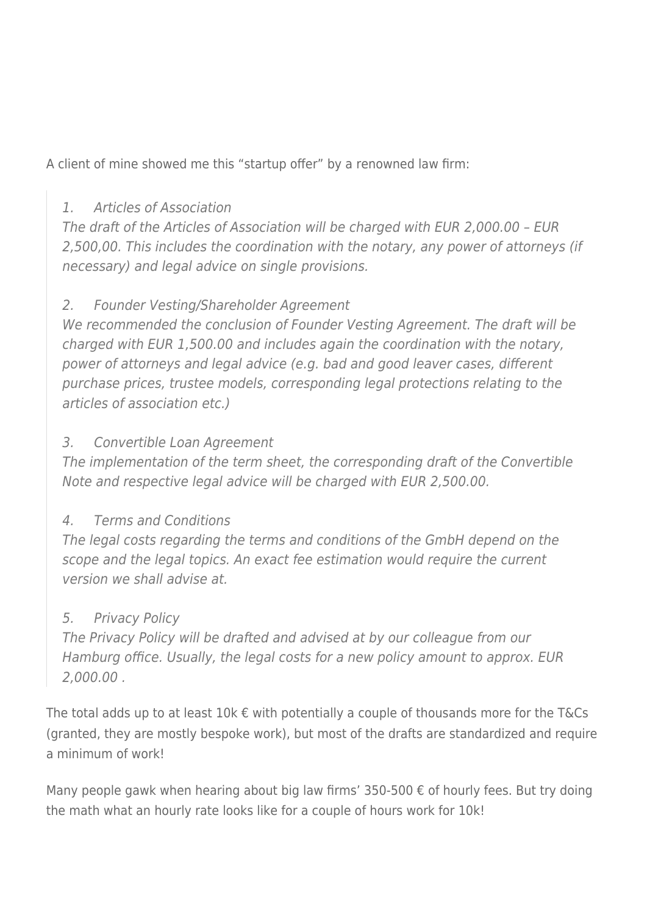A client of mine showed me this "startup offer" by a renowned law firm:

> *1. Articles of Association*
> *The draft of the Articles of Association will be charged with EUR 2,000.00 – EUR 2,500,00. This includes the coordination with the notary, any power of attorneys (if necessary) and legal advice on single provisions.*
>
> *2. Founder Vesting/Shareholder Agreement*
> *We recommended the conclusion of Founder Vesting Agreement. The draft will be charged with EUR 1,500.00 and includes again the coordination with the notary, power of attorneys and legal advice (e.g. bad and good leaver cases, different purchase prices, trustee models, corresponding legal protections relating to the articles of association etc.)*
>
> *3. Convertible Loan Agreement*
> *The implementation of the term sheet, the corresponding draft of the Convertible Note and respective legal advice will be charged with EUR 2,500.00.*
>
> *4. Terms and Conditions*
> *The legal costs regarding the terms and conditions of the GmbH depend on the scope and the legal topics. An exact fee estimation would require the current version we shall advise at.*
>
> *5. Privacy Policy*
> *The Privacy Policy will be drafted and advised at by our colleague from our Hamburg office. Usually, the legal costs for a new policy amount to approx. EUR 2,000.00 .*

The total adds up to at least 10k € with potentially a couple of thousands more for the T&Cs (granted, they are mostly bespoke work), but most of the drafts are standardized and require a minimum of work!

Many people gawk when hearing about big law firms' 350-500 € of hourly fees. But try doing the math what an hourly rate looks like for a couple of hours work for 10k!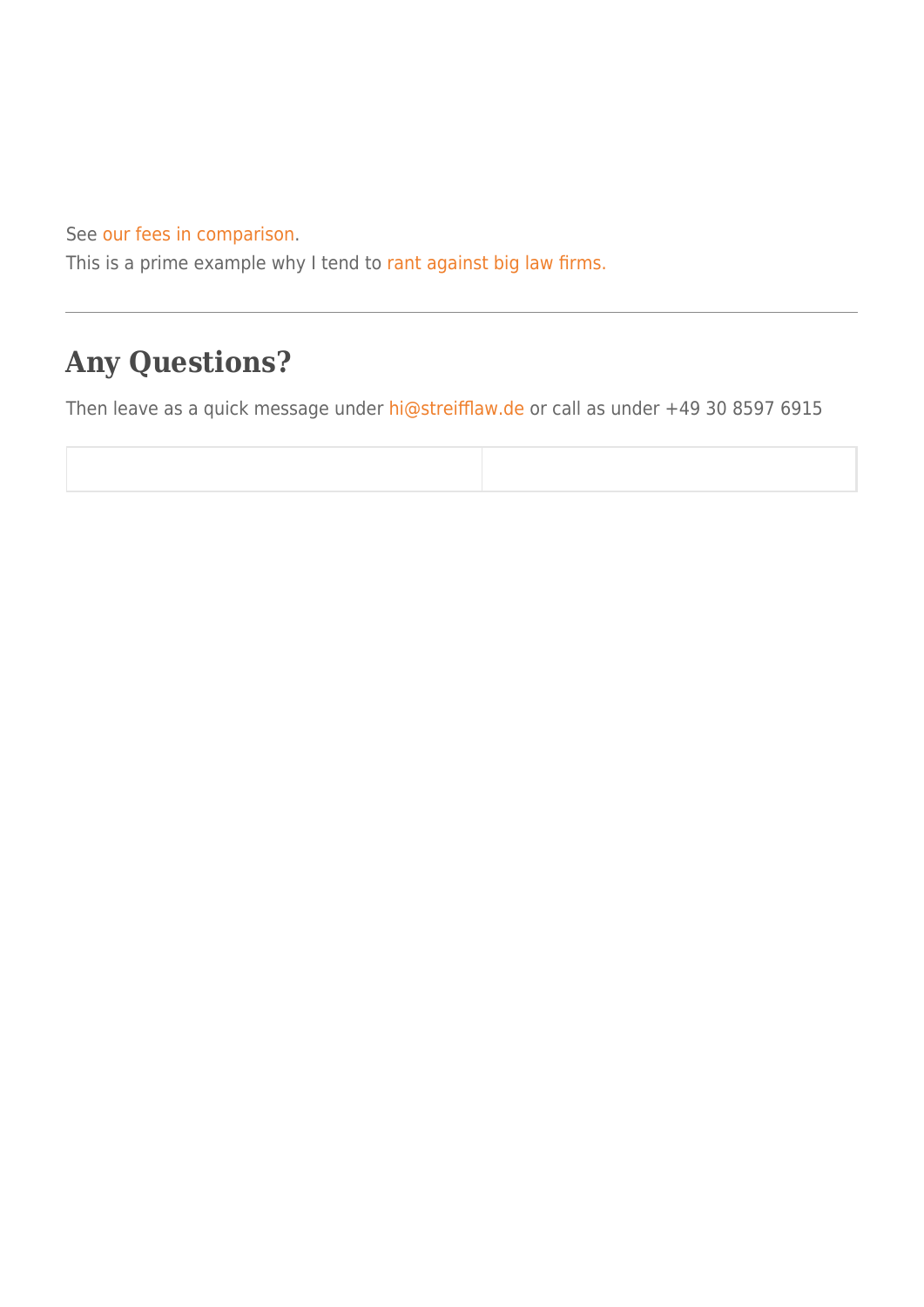See our fees in comparison.
This is a prime example why I tend to rant against big law firms.

---

## Any Questions?

Then leave as a quick message under hi@streifflaw.de or call as under +49 30 8597 6915

| | |
|---|---|
| | |